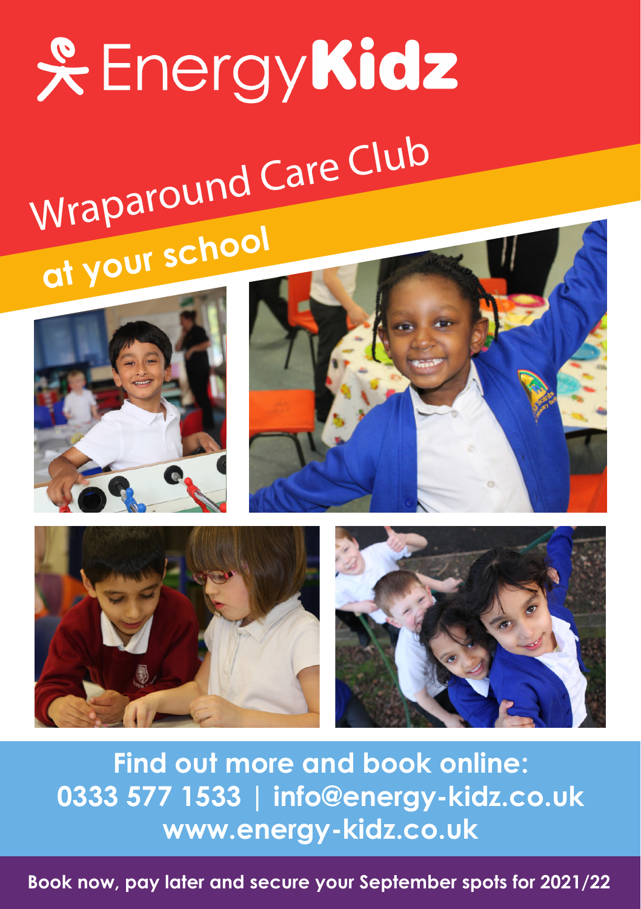# EnergyKidz

## Wraparound Care Club

### at your school

**Find out more and book online:**
**0333 577 1533 | info@energy-kidz.co.uk**
**www.energy-kidz.co.uk**

**Book now, pay later and secure your September spots for 2021/22**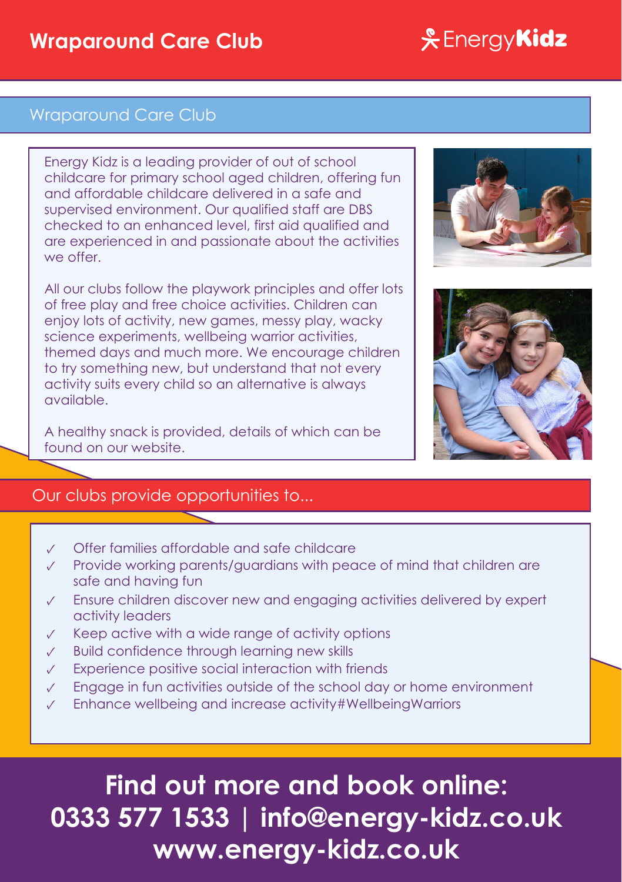# Wraparound Care Club

EnergyKidz

## Wraparound Care Club

Energy Kidz is a leading provider of out of school childcare for primary school aged children, offering fun and affordable childcare delivered in a safe and supervised environment. Our qualified staff are DBS checked to an enhanced level, first aid qualified and are experienced in and passionate about the activities we offer.

All our clubs follow the playwork principles and offer lots of free play and free choice activities. Children can enjoy lots of activity, new games, messy play, wacky science experiments, wellbeing warrior activities, themed days and much more. We encourage children to try something new, but understand that not every activity suits every child so an alternative is always available.

A healthy snack is provided, details of which can be found on our website.

## Our clubs provide opportunities to...

- ✓ Offer families affordable and safe childcare
- ✓ Provide working parents/guardians with peace of mind that children are safe and having fun
- ✓ Ensure children discover new and engaging activities delivered by expert activity leaders
- ✓ Keep active with a wide range of activity options
- ✓ Build confidence through learning new skills
- ✓ Experience positive social interaction with friends
- ✓ Engage in fun activities outside of the school day or home environment
- ✓ Enhance wellbeing and increase activity#WellbeingWarriors

**Find out more and book online:**
**0333 577 1533 | info@energy-kidz.co.uk**
**www.energy-kidz.co.uk**